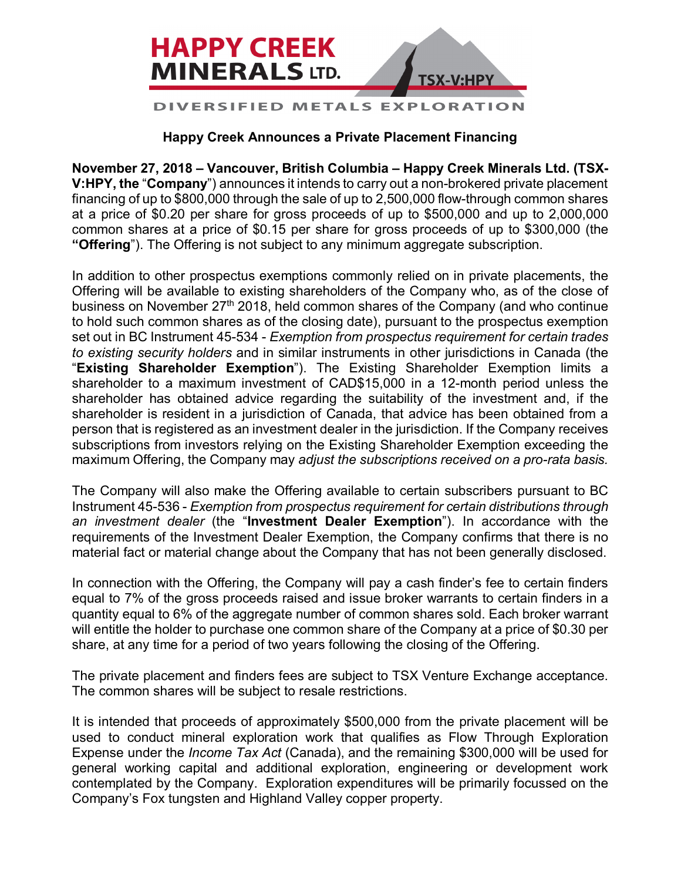HAPPY CREEK MINERALS LTD.

TSX-V:HPY

DIVERSIFIED METALS EXPLORATION

## Happy Creek Announces a Private Placement Financing

**November 27, 2018 – Vancouver, British Columbia – Happy Creek Minerals Ltd. (TSX-V:HPY, the** "**Company**") announces it intends to carry out a non-brokered private placement financing of up to $800,000 through the sale of up to 2,500,000 flow-through common shares at a price of $0.20 per share for gross proceeds of up to $500,000 and up to 2,000,000 common shares at a price of $0.15 per share for gross proceeds of up to $300,000 (the **"Offering**"). The Offering is not subject to any minimum aggregate subscription.

In addition to other prospectus exemptions commonly relied on in private placements, the Offering will be available to existing shareholders of the Company who, as of the close of business on November 27th 2018, held common shares of the Company (and who continue to hold such common shares as of the closing date), pursuant to the prospectus exemption set out in BC Instrument 45-534 - *Exemption from prospectus requirement for certain trades to existing security holders* and in similar instruments in other jurisdictions in Canada (the "**Existing Shareholder Exemption**"). The Existing Shareholder Exemption limits a shareholder to a maximum investment of CAD$15,000 in a 12-month period unless the shareholder has obtained advice regarding the suitability of the investment and, if the shareholder is resident in a jurisdiction of Canada, that advice has been obtained from a person that is registered as an investment dealer in the jurisdiction. If the Company receives subscriptions from investors relying on the Existing Shareholder Exemption exceeding the maximum Offering, the Company may *adjust the subscriptions received on a pro-rata basis.*

The Company will also make the Offering available to certain subscribers pursuant to BC Instrument 45-536 - *Exemption from prospectus requirement for certain distributions through an investment dealer* (the "**Investment Dealer Exemption**"). In accordance with the requirements of the Investment Dealer Exemption, the Company confirms that there is no material fact or material change about the Company that has not been generally disclosed.

In connection with the Offering, the Company will pay a cash finder's fee to certain finders equal to 7% of the gross proceeds raised and issue broker warrants to certain finders in a quantity equal to 6% of the aggregate number of common shares sold. Each broker warrant will entitle the holder to purchase one common share of the Company at a price of $0.30 per share, at any time for a period of two years following the closing of the Offering.

The private placement and finders fees are subject to TSX Venture Exchange acceptance. The common shares will be subject to resale restrictions.

It is intended that proceeds of approximately $500,000 from the private placement will be used to conduct mineral exploration work that qualifies as Flow Through Exploration Expense under the *Income Tax Act* (Canada), and the remaining $300,000 will be used for general working capital and additional exploration, engineering or development work contemplated by the Company. Exploration expenditures will be primarily focussed on the Company's Fox tungsten and Highland Valley copper property.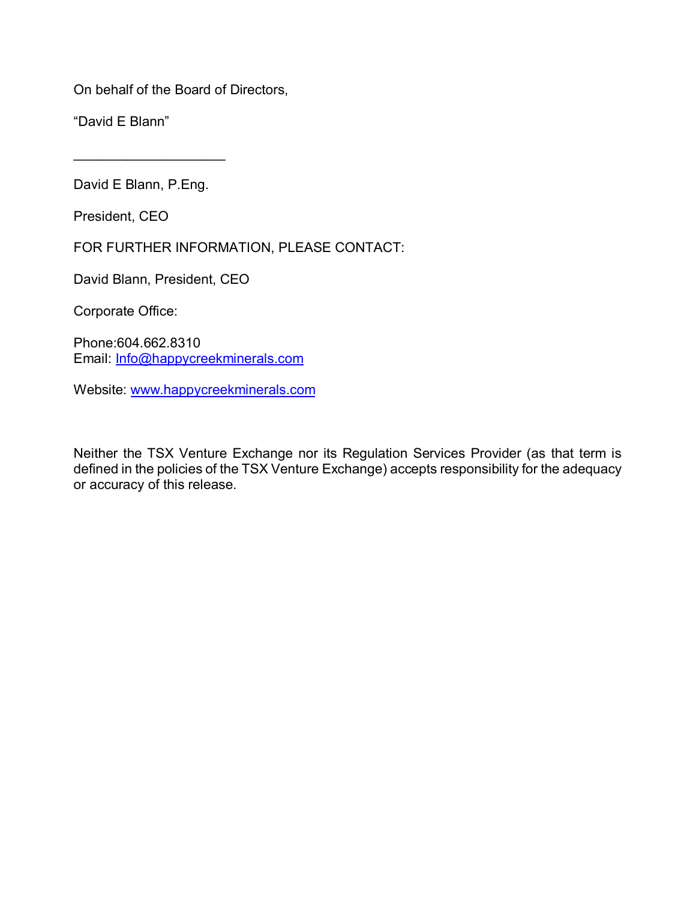On behalf of the Board of Directors,

“David E Blann”

\_\_\_\_\_\_\_\_\_\_\_\_\_\_\_\_\_\_\_\_

David E Blann, P.Eng.

President, CEO

FOR FURTHER INFORMATION, PLEASE CONTACT:

David Blann, President, CEO

Corporate Office:

Phone:604.662.8310
Email: [Info@happycreekminerals.com](mailto:Info@happycreekminerals.com)

Website: [www.happycreekminerals.com](http://www.happycreekminerals.com)

Neither the TSX Venture Exchange nor its Regulation Services Provider (as that term is defined in the policies of the TSX Venture Exchange) accepts responsibility for the adequacy or accuracy of this release.